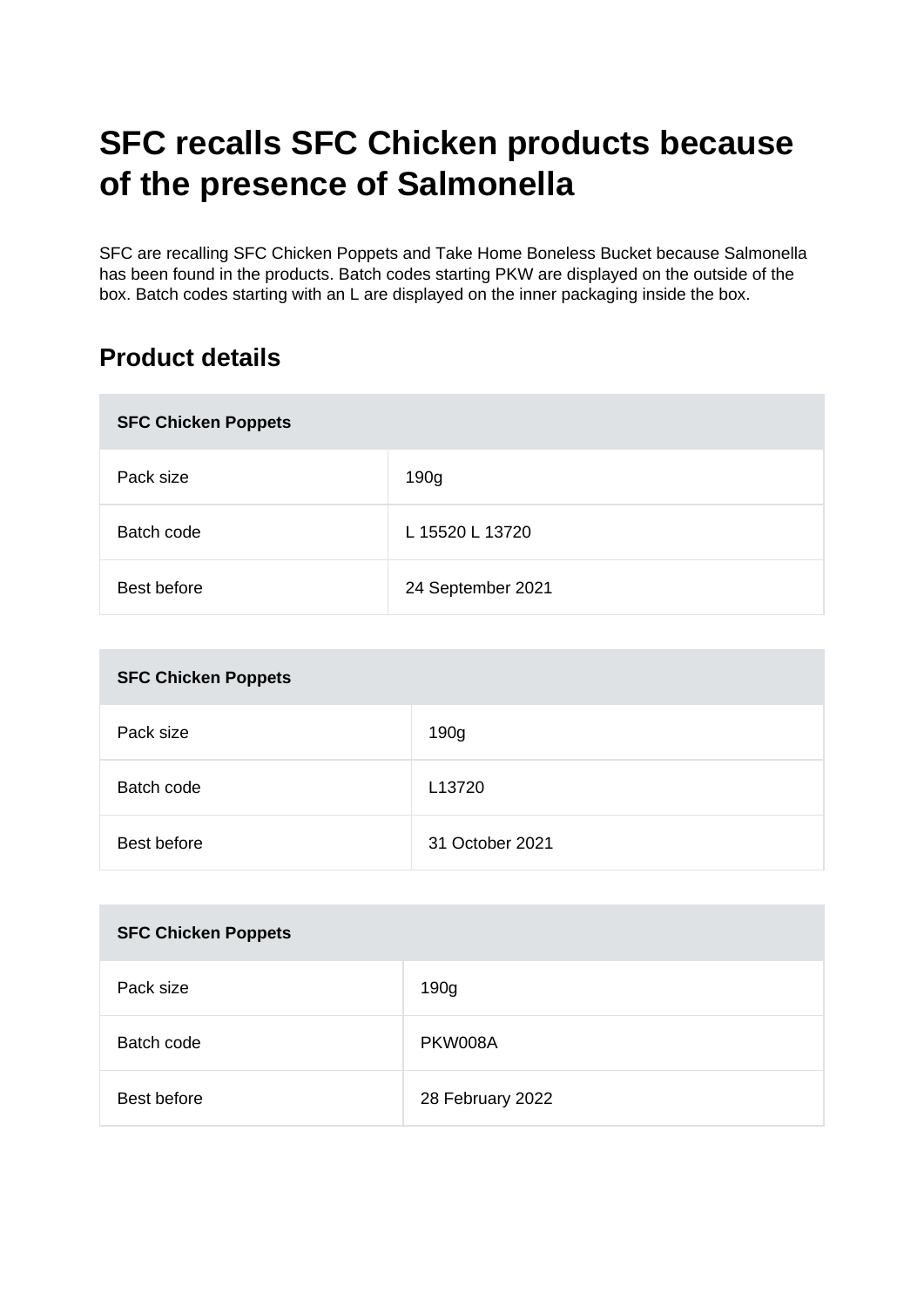# SFC recalls SFC Chicken products because of the presence of Salmonella

SFC are recalling SFC Chicken Poppets and Take Home Boneless Bucket because Salmonella has been found in the products. Batch codes starting PKW are displayed on the outside of the box. Batch codes starting with an L are displayed on the inner packaging inside the box.

## Product details

| SFC Chicken Poppets | |
|---|---|
| Pack size | 190g |
| Batch code | L 15520 L 13720 |
| Best before | 24 September 2021 |

| SFC Chicken Poppets | |
|---|---|
| Pack size | 190g |
| Batch code | L13720 |
| Best before | 31 October 2021 |

| SFC Chicken Poppets | |
|---|---|
| Pack size | 190g |
| Batch code | PKW008A |
| Best before | 28 February 2022 |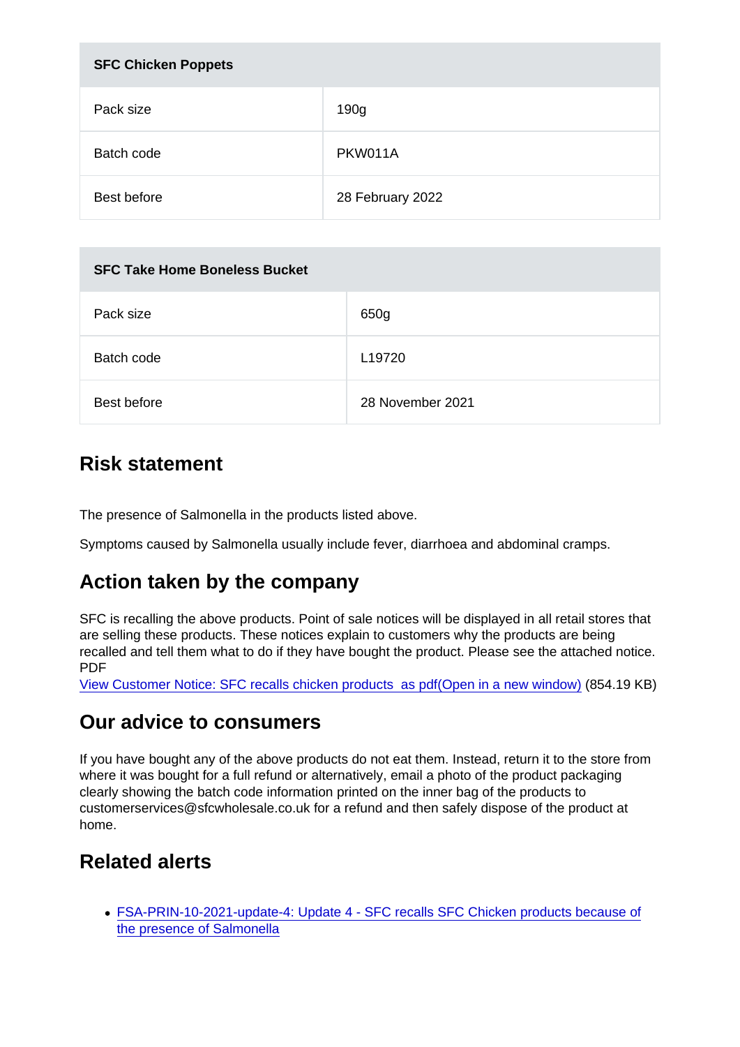| SFC Chicken Poppets | |
| --- | --- |
| Pack size | 190g |
| Batch code | PKW011A |
| Best before | 28 February 2022 |

| SFC Take Home Boneless Bucket | |
| --- | --- |
| Pack size | 650g |
| Batch code | L19720 |
| Best before | 28 November 2021 |

## Risk statement

The presence of Salmonella in the products listed above.

Symptoms caused by Salmonella usually include fever, diarrhoea and abdominal cramps.

## Action taken by the company

SFC is recalling the above products. Point of sale notices will be displayed in all retail stores that are selling these products. These notices explain to customers why the products are being recalled and tell them what to do if they have bought the product. Please see the attached notice.
PDF
[View Customer Notice: SFC recalls chicken products as pdf(Open in a new window)] (854.19 KB)

## Our advice to consumers

If you have bought any of the above products do not eat them. Instead, return it to the store from where it was bought for a full refund or alternatively, email a photo of the product packaging clearly showing the batch code information printed on the inner bag of the products to customerservices@sfcwholesale.co.uk for a refund and then safely dispose of the product at home.

## Related alerts

- FSA-PRIN-10-2021-update-4: Update 4 - SFC recalls SFC Chicken products because of the presence of Salmonella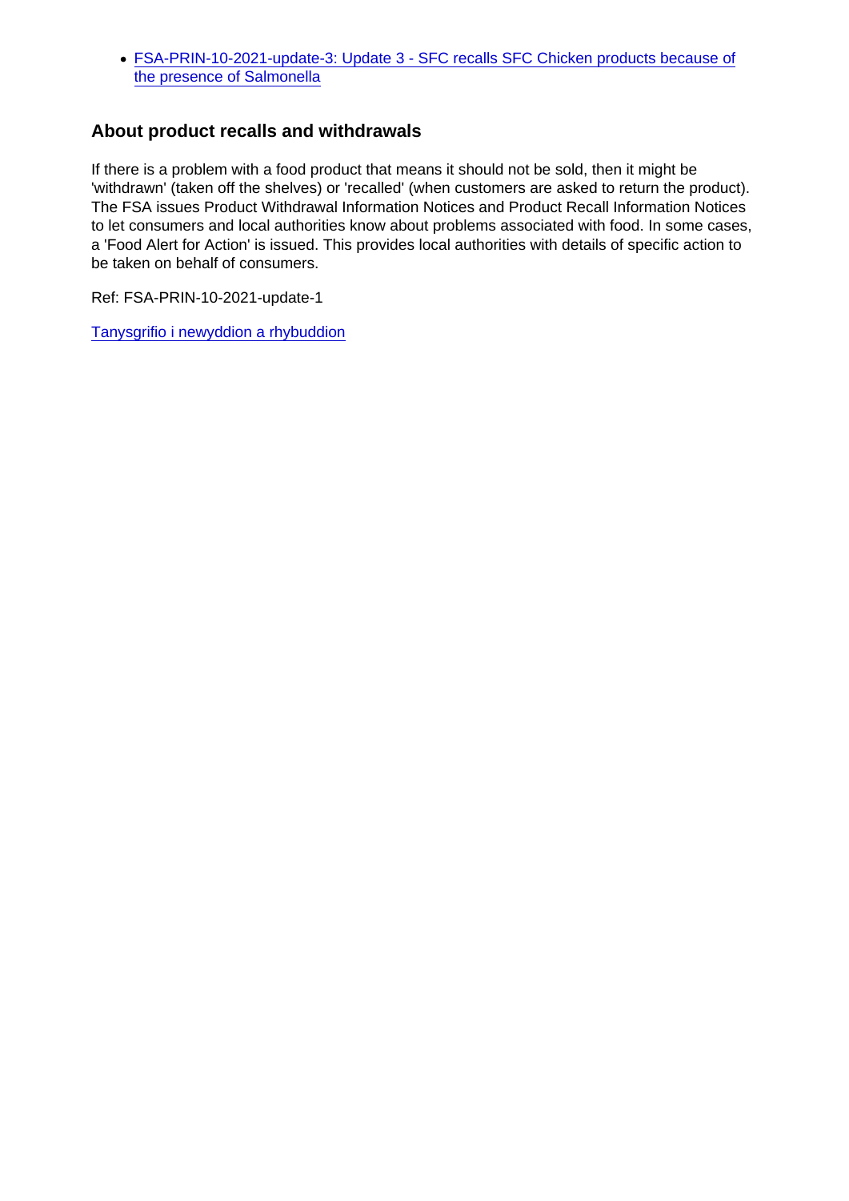- FSA-PRIN-10-2021-update-3: Update 3 - SFC recalls SFC Chicken products because of the presence of Salmonella

## About product recalls and withdrawals

If there is a problem with a food product that means it should not be sold, then it might be 'withdrawn' (taken off the shelves) or 'recalled' (when customers are asked to return the product). The FSA issues Product Withdrawal Information Notices and Product Recall Information Notices to let consumers and local authorities know about problems associated with food. In some cases, a 'Food Alert for Action' is issued. This provides local authorities with details of specific action to be taken on behalf of consumers.

Ref: FSA-PRIN-10-2021-update-1

Tanysgrifio i newyddion a rhybuddion